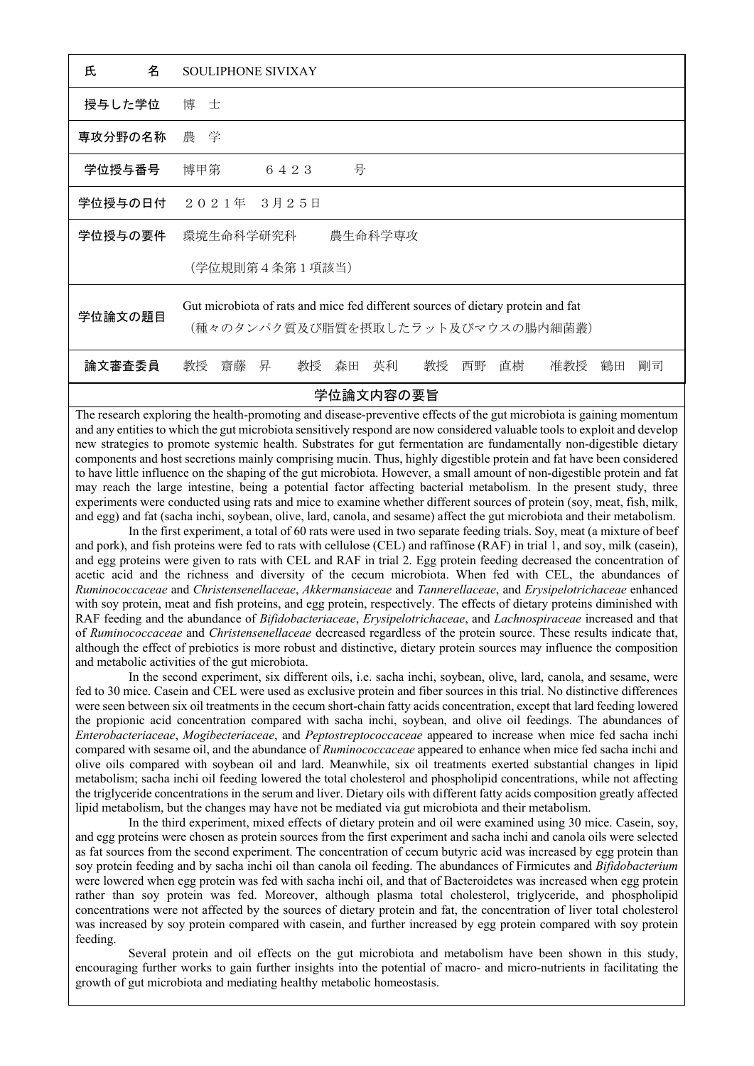| 氏　　名 | SOULIPHONE SIVIXAY |
| --- | --- |
| 授与した学位 | 博　士 |
| 専攻分野の名称 | 農　学 |
| 学位授与番号 | 博甲第　　６４２３　　号 |
| 学位授与の日付 | ２０２１年　３月２５日 |
| 学位授与の要件 | 環境生命科学研究科　　農生命科学専攻<br>（学位規則第４条第１項該当） |
| 学位論文の題目 | Gut microbiota of rats and mice fed different sources of dietary protein and fat<br>（種々のタンパク質及び脂質を摂取したラット及びマウスの腸内細菌叢） |
| 論文審査委員 | 教授　齋藤　昇　　教授　森田　英利　　教授　西野　直樹　　准教授　鶴田　剛司 |

## 学位論文内容の要旨

The research exploring the health-promoting and disease-preventive effects of the gut microbiota is gaining momentum and any entities to which the gut microbiota sensitively respond are now considered valuable tools to exploit and develop new strategies to promote systemic health. Substrates for gut fermentation are fundamentally non-digestible dietary components and host secretions mainly comprising mucin. Thus, highly digestible protein and fat have been considered to have little influence on the shaping of the gut microbiota. However, a small amount of non-digestible protein and fat may reach the large intestine, being a potential factor affecting bacterial metabolism. In the present study, three experiments were conducted using rats and mice to examine whether different sources of protein (soy, meat, fish, milk, and egg) and fat (sacha inchi, soybean, olive, lard, canola, and sesame) affect the gut microbiota and their metabolism.

In the first experiment, a total of 60 rats were used in two separate feeding trials. Soy, meat (a mixture of beef and pork), and fish proteins were fed to rats with cellulose (CEL) and raffinose (RAF) in trial 1, and soy, milk (casein), and egg proteins were given to rats with CEL and RAF in trial 2. Egg protein feeding decreased the concentration of acetic acid and the richness and diversity of the cecum microbiota. When fed with CEL, the abundances of *Ruminococcaceae* and *Christensenellaceae*, *Akkermansiaceae* and *Tannerellaceae*, and *Erysipelotrichaceae* enhanced with soy protein, meat and fish proteins, and egg protein, respectively. The effects of dietary proteins diminished with RAF feeding and the abundance of *Bifidobacteriaceae*, *Erysipelotrichaceae*, and *Lachnospiraceae* increased and that of *Ruminococcaceae* and *Christensenellaceae* decreased regardless of the protein source. These results indicate that, although the effect of prebiotics is more robust and distinctive, dietary protein sources may influence the composition and metabolic activities of the gut microbiota.

In the second experiment, six different oils, i.e. sacha inchi, soybean, olive, lard, canola, and sesame, were fed to 30 mice. Casein and CEL were used as exclusive protein and fiber sources in this trial. No distinctive differences were seen between six oil treatments in the cecum short-chain fatty acids concentration, except that lard feeding lowered the propionic acid concentration compared with sacha inchi, soybean, and olive oil feedings. The abundances of *Enterobacteriaceae*, *Mogibecteriaceae*, and *Peptostreptococcaceae* appeared to increase when mice fed sacha inchi compared with sesame oil, and the abundance of *Ruminococcaceae* appeared to enhance when mice fed sacha inchi and olive oils compared with soybean oil and lard. Meanwhile, six oil treatments exerted substantial changes in lipid metabolism; sacha inchi oil feeding lowered the total cholesterol and phospholipid concentrations, while not affecting the triglyceride concentrations in the serum and liver. Dietary oils with different fatty acids composition greatly affected lipid metabolism, but the changes may have not be mediated via gut microbiota and their metabolism.

In the third experiment, mixed effects of dietary protein and oil were examined using 30 mice. Casein, soy, and egg proteins were chosen as protein sources from the first experiment and sacha inchi and canola oils were selected as fat sources from the second experiment. The concentration of cecum butyric acid was increased by egg protein than soy protein feeding and by sacha inchi oil than canola oil feeding. The abundances of Firmicutes and *Bifidobacterium* were lowered when egg protein was fed with sacha inchi oil, and that of Bacteroidetes was increased when egg protein rather than soy protein was fed. Moreover, although plasma total cholesterol, triglyceride, and phospholipid concentrations were not affected by the sources of dietary protein and fat, the concentration of liver total cholesterol was increased by soy protein compared with casein, and further increased by egg protein compared with soy protein feeding.

Several protein and oil effects on the gut microbiota and metabolism have been shown in this study, encouraging further works to gain further insights into the potential of macro- and micro-nutrients in facilitating the growth of gut microbiota and mediating healthy metabolic homeostasis.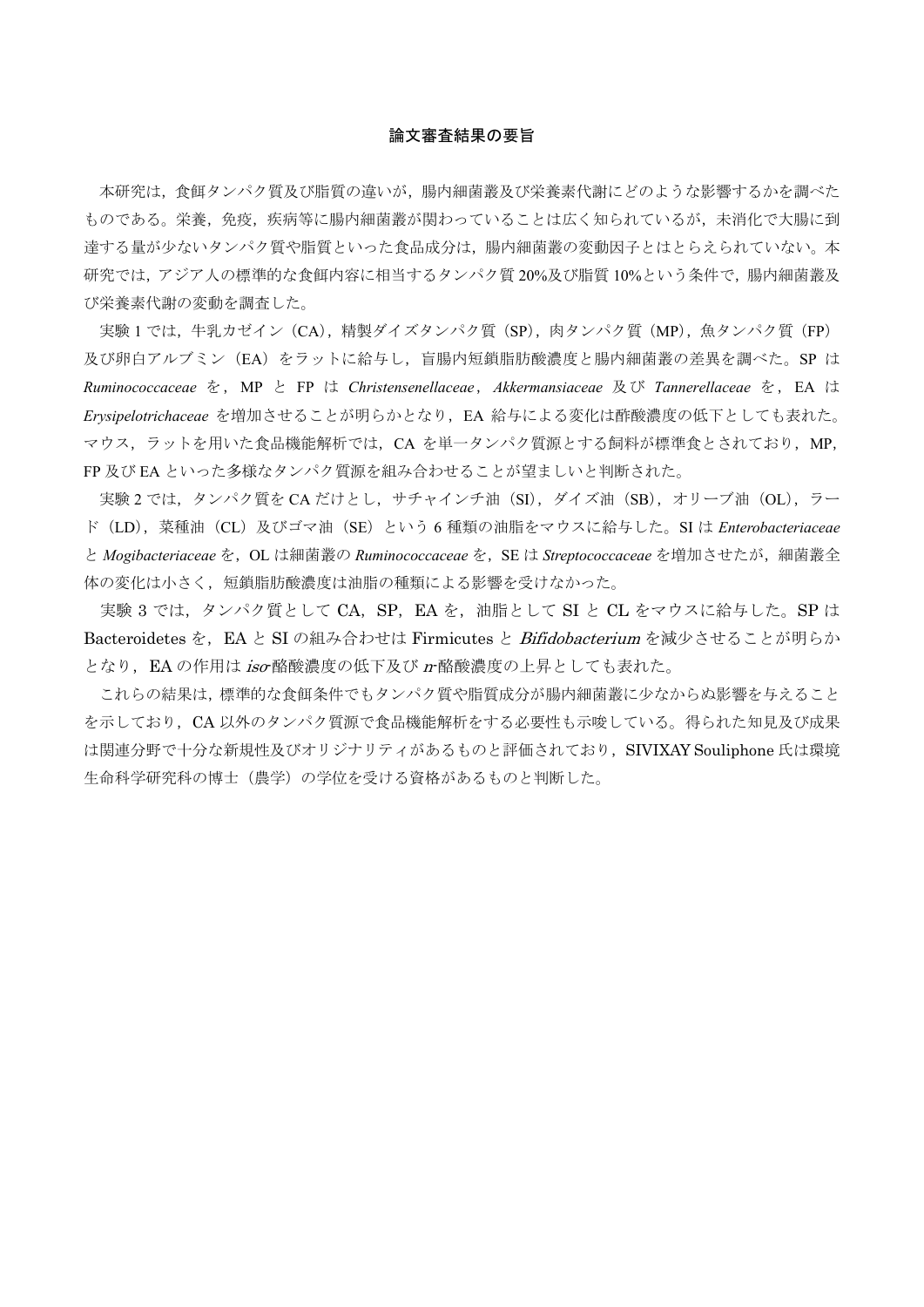## 論文審査結果の要旨

本研究は，食餌タンパク質及び脂質の違いが，腸内細菌叢及び栄養素代謝にどのような影響するかを調べたものである。栄養，免疫，疾病等に腸内細菌叢が関わっていることは広く知られているが，未消化で大腸に到達する量が少ないタンパク質や脂質といった食品成分は，腸内細菌叢の変動因子とはとらえられていない。本研究では，アジア人の標準的な食餌内容に相当するタンパク質 20%及び脂質 10%という条件で，腸内細菌叢及び栄養素代謝の変動を調査した。

実験 1 では，牛乳カゼイン（CA），精製ダイズタンパク質（SP），肉タンパク質（MP），魚タンパク質（FP）及び卵白アルブミン（EA）をラットに給与し，盲腸内短鎖脂肪酸濃度と腸内細菌叢の差異を調べた。SP は *Ruminococcaceae* を，MP と FP は *Christensenellaceae*，*Akkermansiaceae* 及び *Tannerellaceae* を，EA は *Erysipelotrichaceae* を増加させることが明らかとなり，EA 給与による変化は酢酸濃度の低下としても表れた。マウス，ラットを用いた食品機能解析では，CA を単一タンパク質源とする飼料が標準食とされており，MP，FP 及び EA といった多様なタンパク質源を組み合わせることが望ましいと判断された。

実験 2 では，タンパク質を CA だけとし，サチャインチ油（SI），ダイズ油（SB），オリーブ油（OL），ラード（LD），菜種油（CL）及びゴマ油（SE）という 6 種類の油脂をマウスに給与した。SI は *Enterobacteriaceae* と *Mogibacteriaceae* を，OL は細菌叢の *Ruminococcaceae* を，SE は *Streptococcaceae* を増加させたが，細菌叢全体の変化は小さく，短鎖脂肪酸濃度は油脂の種類による影響を受けなかった。

実験 3 では，タンパク質として CA，SP，EA を，油脂として SI と CL をマウスに給与した。SP は Bacteroidetes を，EA と SI の組み合わせは Firmicutes と *Bifidobacterium* を減少させることが明らかとなり，EA の作用は *iso*-酪酸濃度の低下及び *n*-酪酸濃度の上昇としても表れた。

これらの結果は，標準的な食餌条件でもタンパク質や脂質成分が腸内細菌叢に少なからぬ影響を与えることを示しており，CA 以外のタンパク質源で食品機能解析をする必要性も示唆している。得られた知見及び成果は関連分野で十分な新規性及びオリジナリティがあるものと評価されており，SIVIXAY Souliphone 氏は環境生命科学研究科の博士（農学）の学位を受ける資格があるものと判断した。